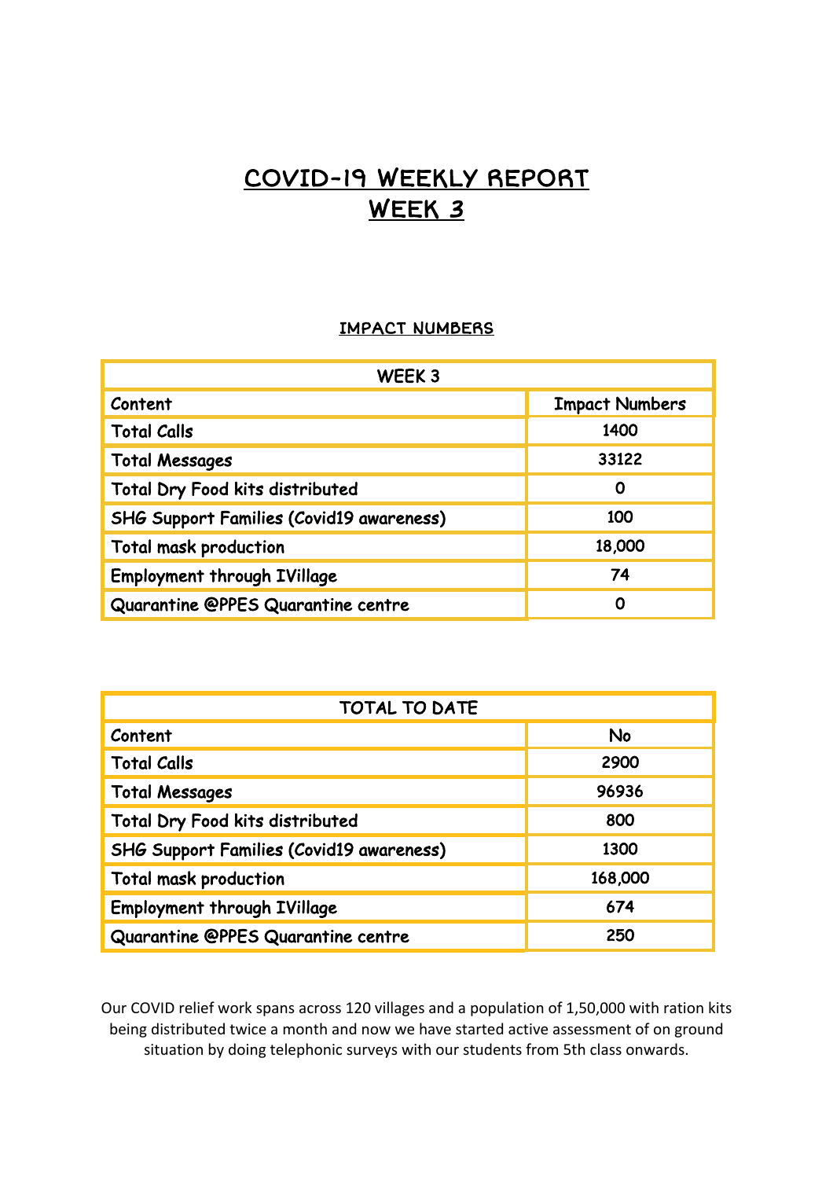# COVID-19 WEEKLY REPORT
# WEEK 3

## IMPACT NUMBERS

| WEEK 3 | |
|---|---|
| Content | Impact Numbers |
| Total Calls | 1400 |
| Total Messages | 33122 |
| Total Dry Food kits distributed | 0 |
| SHG Support Families (Covid19 awareness) | 100 |
| Total mask production | 18,000 |
| Employment through IVillage | 74 |
| Quarantine @PPES Quarantine centre | 0 |

| TOTAL TO DATE | |
|---|---|
| Content | No |
| Total Calls | 2900 |
| Total Messages | 96936 |
| Total Dry Food kits distributed | 800 |
| SHG Support Families (Covid19 awareness) | 1300 |
| Total mask production | 168,000 |
| Employment through IVillage | 674 |
| Quarantine @PPES Quarantine centre | 250 |

Our COVID relief work spans across 120 villages and a population of 1,50,000 with ration kits being distributed twice a month and now we have started active assessment of on ground situation by doing telephonic surveys with our students from 5th class onwards.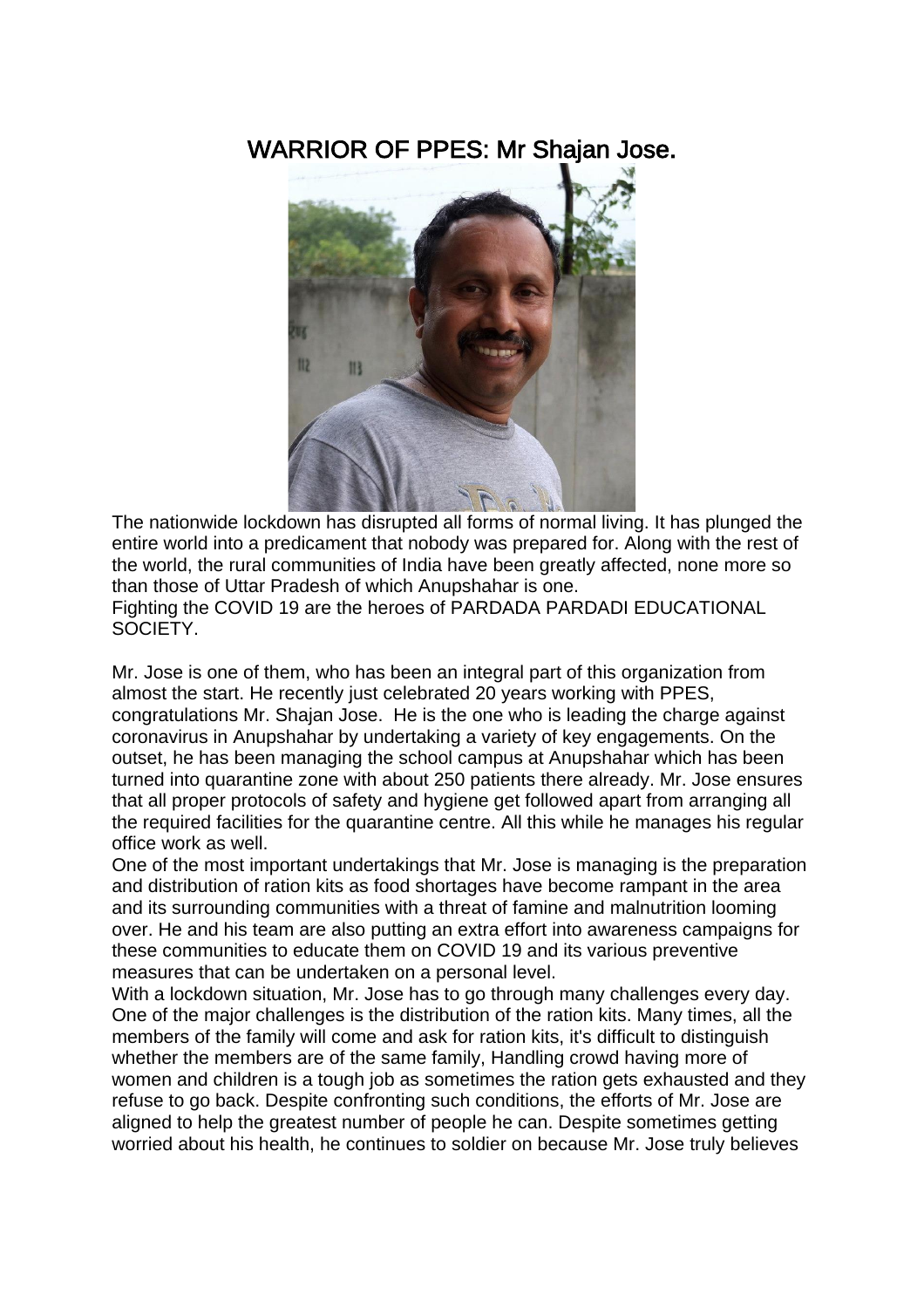# WARRIOR OF PPES: Mr Shajan Jose.

The nationwide lockdown has disrupted all forms of normal living. It has plunged the entire world into a predicament that nobody was prepared for. Along with the rest of the world, the rural communities of India have been greatly affected, none more so than those of Uttar Pradesh of which Anupshahar is one.
Fighting the COVID 19 are the heroes of PARDADA PARDADI EDUCATIONAL SOCIETY.

Mr. Jose is one of them, who has been an integral part of this organization from almost the start. He recently just celebrated 20 years working with PPES, congratulations Mr. Shajan Jose. He is the one who is leading the charge against coronavirus in Anupshahar by undertaking a variety of key engagements. On the outset, he has been managing the school campus at Anupshahar which has been turned into quarantine zone with about 250 patients there already. Mr. Jose ensures that all proper protocols of safety and hygiene get followed apart from arranging all the required facilities for the quarantine centre. All this while he manages his regular office work as well.
One of the most important undertakings that Mr. Jose is managing is the preparation and distribution of ration kits as food shortages have become rampant in the area and its surrounding communities with a threat of famine and malnutrition looming over. He and his team are also putting an extra effort into awareness campaigns for these communities to educate them on COVID 19 and its various preventive measures that can be undertaken on a personal level.
With a lockdown situation, Mr. Jose has to go through many challenges every day. One of the major challenges is the distribution of the ration kits. Many times, all the members of the family will come and ask for ration kits, it's difficult to distinguish whether the members are of the same family, Handling crowd having more of women and children is a tough job as sometimes the ration gets exhausted and they refuse to go back. Despite confronting such conditions, the efforts of Mr. Jose are aligned to help the greatest number of people he can. Despite sometimes getting worried about his health, he continues to soldier on because Mr. Jose truly believes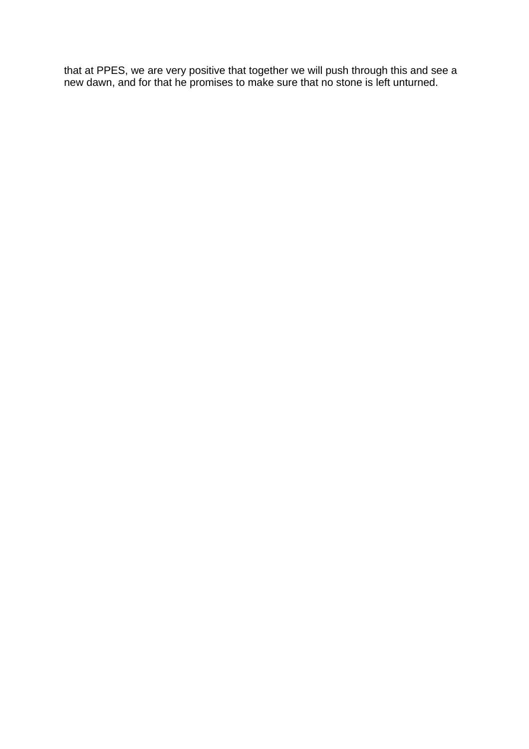that at PPES, we are very positive that together we will push through this and see a new dawn, and for that he promises to make sure that no stone is left unturned.